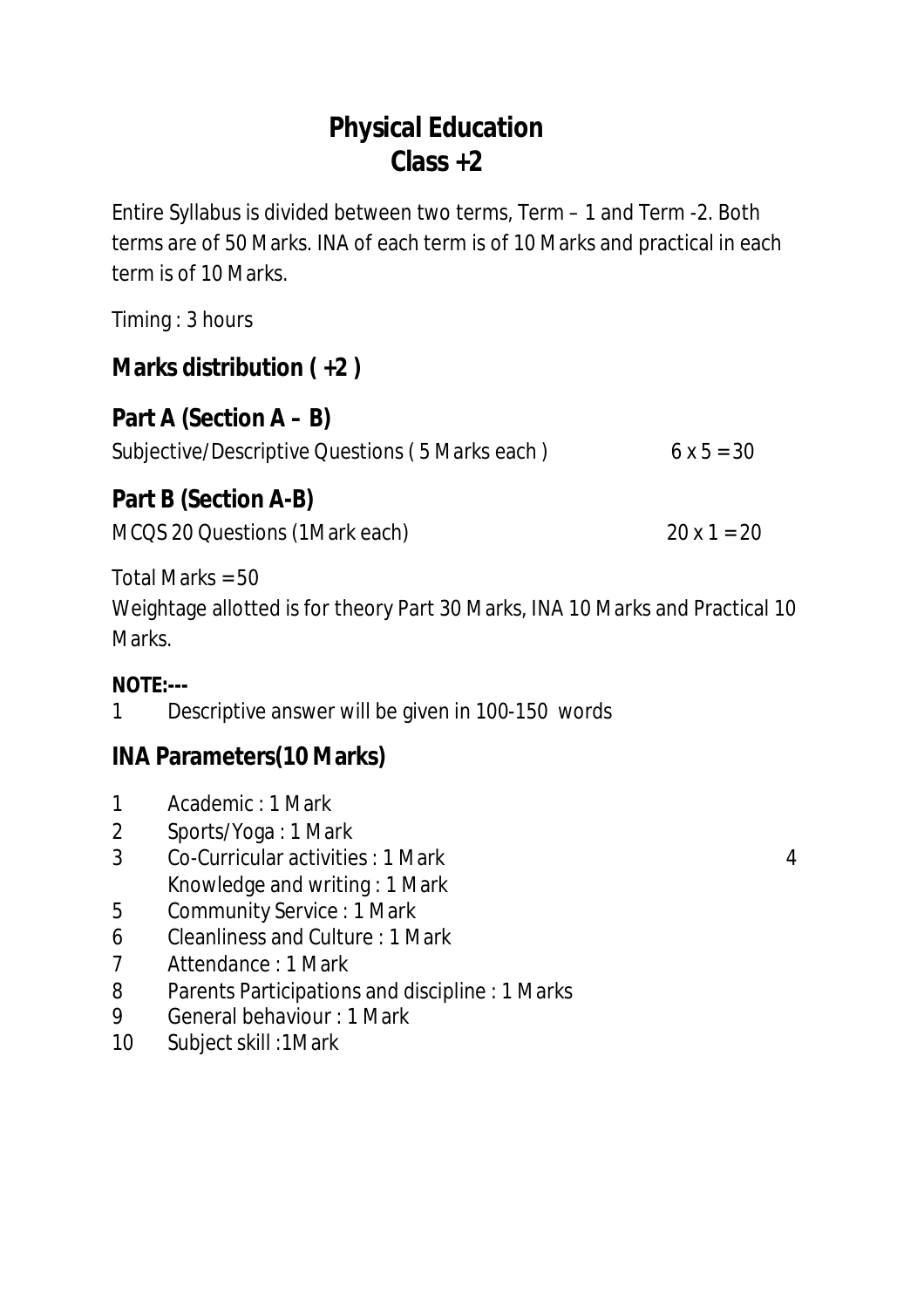# Physical Education
# Class +2

Entire Syllabus is divided between two terms, Term – 1 and Term -2. Both terms are of 50 Marks. INA of each term is of 10 Marks and practical in each term is of 10 Marks.

Timing : 3 hours

## Marks distribution ( +2 )

## Part A (Section A – B)

Subjective/Descriptive Questions ( 5 Marks each ) 6 x 5 = 30

## Part B (Section A-B)

MCQS 20 Questions (1Mark each) 20 x 1 = 20

Total Marks = 50

Weightage allotted is for theory Part 30 Marks, INA 10 Marks and Practical 10 Marks.

**NOTE:---**

1 Descriptive answer will be given in 100-150 words

## INA Parameters(10 Marks)

1 Academic : 1 Mark
2 Sports/Yoga : 1 Mark
3 Co-Curricular activities : 1 Mark
4 Knowledge and writing : 1 Mark
5 Community Service : 1 Mark
6 Cleanliness and Culture : 1 Mark
7 Attendance : 1 Mark
8 Parents Participations and discipline : 1 Marks
9 General behaviour : 1 Mark
10 Subject skill :1Mark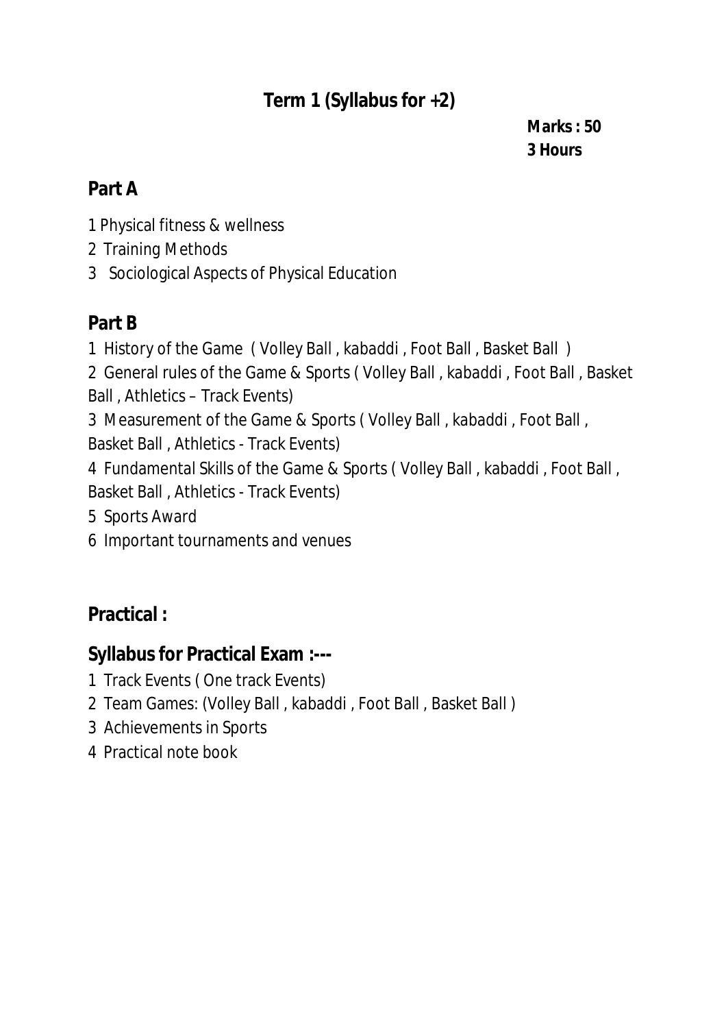## Term 1 (Syllabus for +2)

**Marks : 50**
**3 Hours**

### Part A

1 Physical fitness & wellness
2 Training Methods
3 Sociological Aspects of Physical Education

### Part B

1 History of the Game ( Volley Ball , kabaddi , Foot Ball , Basket Ball )
2 General rules of the Game & Sports ( Volley Ball , kabaddi , Foot Ball , Basket Ball , Athletics – Track Events)
3 Measurement of the Game & Sports ( Volley Ball , kabaddi , Foot Ball , Basket Ball , Athletics - Track Events)
4 Fundamental Skills of the Game & Sports ( Volley Ball , kabaddi , Foot Ball , Basket Ball , Athletics - Track Events)
5 Sports Award
6 Important tournaments and venues

### Practical :

### Syllabus for Practical Exam :---

1 Track Events ( One track Events)
2 Team Games: (Volley Ball , kabaddi , Foot Ball , Basket Ball )
3 Achievements in Sports
4 Practical note book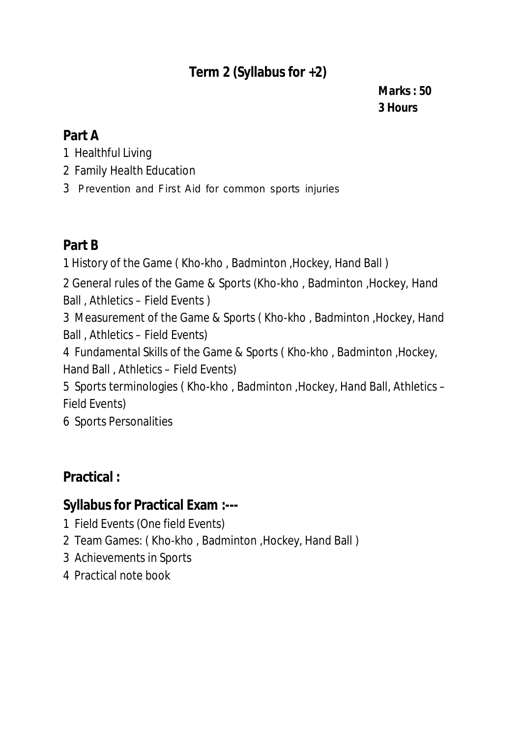## Term 2 (Syllabus for +2)

**Marks : 50**
**3 Hours**

### Part A

1 Healthful Living
2 Family Health Education
3 Prevention and First Aid for common sports injuries

### Part B

1 History of the Game ( Kho-kho , Badminton ,Hockey, Hand Ball )
2 General rules of the Game & Sports (Kho-kho , Badminton ,Hockey, Hand Ball , Athletics – Field Events )
3 Measurement of the Game & Sports ( Kho-kho , Badminton ,Hockey, Hand Ball , Athletics – Field Events)
4 Fundamental Skills of the Game & Sports ( Kho-kho , Badminton ,Hockey, Hand Ball , Athletics – Field Events)
5 Sports terminologies ( Kho-kho , Badminton ,Hockey, Hand Ball, Athletics – Field Events)
6 Sports Personalities

### Practical :

### Syllabus for Practical Exam :---

1 Field Events (One field Events)
2 Team Games: ( Kho-kho , Badminton ,Hockey, Hand Ball )
3 Achievements in Sports
4 Practical note book